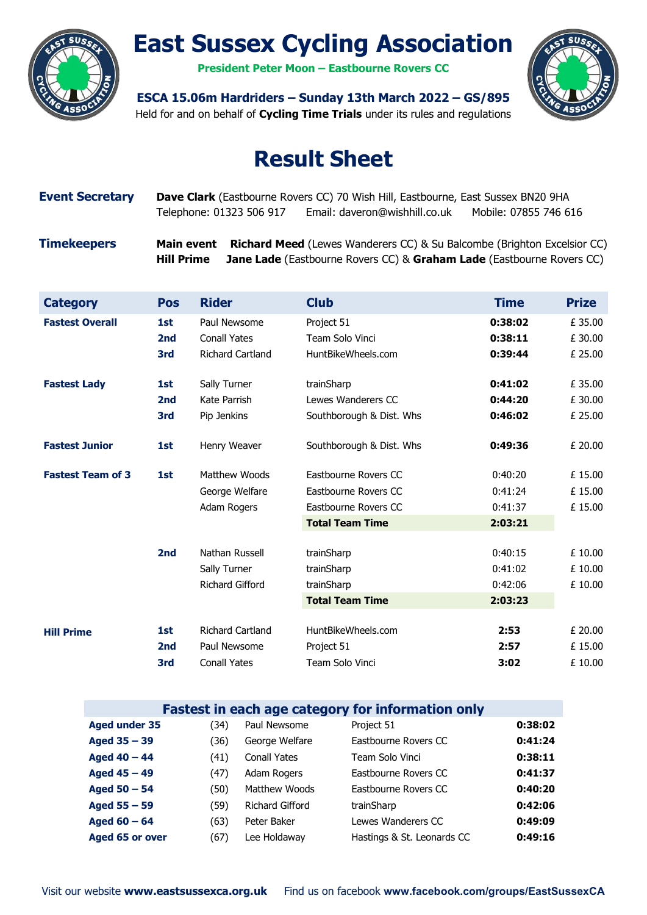# East Sussex Cycling Association

**President Peter Moon – Eastbourne Rovers CC**

**ESCA 15.06m Hardriders – Sunday 13th March 2022 – GS/895**

Held for and on behalf of **Cycling Time Trials** under its rules and regulations

## Result Sheet

**Event Secretary** — **Dave Clark** (Eastbourne Rovers CC) 70 Wish Hill, Eastbourne, East Sussex BN20 9HA
Telephone: 01323 506 917 Email: daveron@wishhill.co.uk Mobile: 07855 746 616

**Timekeepers**
**Main event** **Richard Meed** (Lewes Wanderers CC) & Su Balcombe (Brighton Excelsior CC)
**Hill Prime** **Jane Lade** (Eastbourne Rovers CC) & **Graham Lade** (Eastbourne Rovers CC)

| Category | Pos | Rider | Club | Time | Prize |
|---|---|---|---|---|---|
| **Fastest Overall** | **1st** | Paul Newsome | Project 51 | **0:38:02** | £ 35.00 |
| | **2nd** | Conall Yates | Team Solo Vinci | **0:38:11** | £ 30.00 |
| | **3rd** | Richard Cartland | HuntBikeWheels.com | **0:39:44** | £ 25.00 |
| **Fastest Lady** | **1st** | Sally Turner | trainSharp | **0:41:02** | £ 35.00 |
| | **2nd** | Kate Parrish | Lewes Wanderers CC | **0:44:20** | £ 30.00 |
| | **3rd** | Pip Jenkins | Southborough & Dist. Whs | **0:46:02** | £ 25.00 |
| **Fastest Junior** | **1st** | Henry Weaver | Southborough & Dist. Whs | **0:49:36** | £ 20.00 |
| **Fastest Team of 3** | **1st** | Matthew Woods | Eastbourne Rovers CC | 0:40:20 | £ 15.00 |
| | | George Welfare | Eastbourne Rovers CC | 0:41:24 | £ 15.00 |
| | | Adam Rogers | Eastbourne Rovers CC | 0:41:37 | £ 15.00 |
| | | | **Total Team Time** | **2:03:21** | |
| | **2nd** | Nathan Russell | trainSharp | 0:40:15 | £ 10.00 |
| | | Sally Turner | trainSharp | 0:41:02 | £ 10.00 |
| | | Richard Gifford | trainSharp | 0:42:06 | £ 10.00 |
| | | | **Total Team Time** | **2:03:23** | |
| **Hill Prime** | **1st** | Richard Cartland | HuntBikeWheels.com | **2:53** | £ 20.00 |
| | **2nd** | Paul Newsome | Project 51 | **2:57** | £ 15.00 |
| | **3rd** | Conall Yates | Team Solo Vinci | **3:02** | £ 10.00 |

### Fastest in each age category for information only

| Category | Age | Rider | Club | Time |
|---|---|---|---|---|
| **Aged under 35** | (34) | Paul Newsome | Project 51 | **0:38:02** |
| **Aged 35 – 39** | (36) | George Welfare | Eastbourne Rovers CC | **0:41:24** |
| **Aged 40 – 44** | (41) | Conall Yates | Team Solo Vinci | **0:38:11** |
| **Aged 45 – 49** | (47) | Adam Rogers | Eastbourne Rovers CC | **0:41:37** |
| **Aged 50 – 54** | (50) | Matthew Woods | Eastbourne Rovers CC | **0:40:20** |
| **Aged 55 – 59** | (59) | Richard Gifford | trainSharp | **0:42:06** |
| **Aged 60 – 64** | (63) | Peter Baker | Lewes Wanderers CC | **0:49:09** |
| **Aged 65 or over** | (67) | Lee Holdaway | Hastings & St. Leonards CC | **0:49:16** |

Visit our website **www.eastsussexca.org.uk** Find us on facebook **www.facebook.com/groups/EastSussexCA**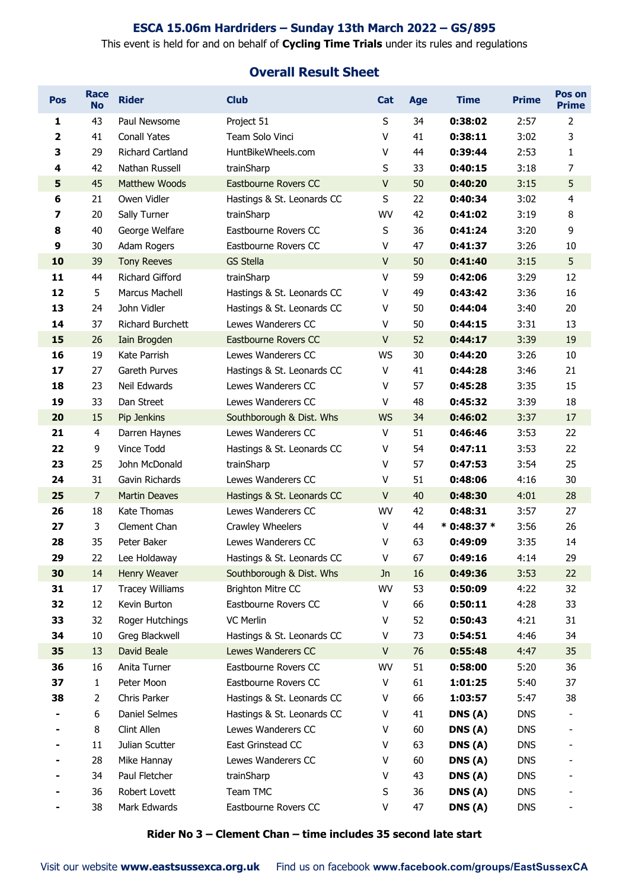## ESCA 15.06m Hardriders – Sunday 13th March 2022 – GS/895

This event is held for and on behalf of **Cycling Time Trials** under its rules and regulations

### Overall Result Sheet

| Pos | Race No | Rider | Club | Cat | Age | Time | Prime | Pos on Prime |
|---|---|---|---|---|---|---|---|---|
| **1** | 43 | Paul Newsome | Project 51 | S | 34 | **0:38:02** | 2:57 | 2 |
| **2** | 41 | Conall Yates | Team Solo Vinci | V | 41 | **0:38:11** | 3:02 | 3 |
| **3** | 29 | Richard Cartland | HuntBikeWheels.com | V | 44 | **0:39:44** | 2:53 | 1 |
| **4** | 42 | Nathan Russell | trainSharp | S | 33 | **0:40:15** | 3:18 | 7 |
| **5** | 45 | Matthew Woods | Eastbourne Rovers CC | V | 50 | **0:40:20** | 3:15 | 5 |
| **6** | 21 | Owen Vidler | Hastings & St. Leonards CC | S | 22 | **0:40:34** | 3:02 | 4 |
| **7** | 20 | Sally Turner | trainSharp | WV | 42 | **0:41:02** | 3:19 | 8 |
| **8** | 40 | George Welfare | Eastbourne Rovers CC | S | 36 | **0:41:24** | 3:20 | 9 |
| **9** | 30 | Adam Rogers | Eastbourne Rovers CC | V | 47 | **0:41:37** | 3:26 | 10 |
| **10** | 39 | Tony Reeves | GS Stella | V | 50 | **0:41:40** | 3:15 | 5 |
| **11** | 44 | Richard Gifford | trainSharp | V | 59 | **0:42:06** | 3:29 | 12 |
| **12** | 5 | Marcus Machell | Hastings & St. Leonards CC | V | 49 | **0:43:42** | 3:36 | 16 |
| **13** | 24 | John Vidler | Hastings & St. Leonards CC | V | 50 | **0:44:04** | 3:40 | 20 |
| **14** | 37 | Richard Burchett | Lewes Wanderers CC | V | 50 | **0:44:15** | 3:31 | 13 |
| **15** | 26 | Iain Brogden | Eastbourne Rovers CC | V | 52 | **0:44:17** | 3:39 | 19 |
| **16** | 19 | Kate Parrish | Lewes Wanderers CC | WS | 30 | **0:44:20** | 3:26 | 10 |
| **17** | 27 | Gareth Purves | Hastings & St. Leonards CC | V | 41 | **0:44:28** | 3:46 | 21 |
| **18** | 23 | Neil Edwards | Lewes Wanderers CC | V | 57 | **0:45:28** | 3:35 | 15 |
| **19** | 33 | Dan Street | Lewes Wanderers CC | V | 48 | **0:45:32** | 3:39 | 18 |
| **20** | 15 | Pip Jenkins | Southborough & Dist. Whs | WS | 34 | **0:46:02** | 3:37 | 17 |
| **21** | 4 | Darren Haynes | Lewes Wanderers CC | V | 51 | **0:46:46** | 3:53 | 22 |
| **22** | 9 | Vince Todd | Hastings & St. Leonards CC | V | 54 | **0:47:11** | 3:53 | 22 |
| **23** | 25 | John McDonald | trainSharp | V | 57 | **0:47:53** | 3:54 | 25 |
| **24** | 31 | Gavin Richards | Lewes Wanderers CC | V | 51 | **0:48:06** | 4:16 | 30 |
| **25** | 7 | Martin Deaves | Hastings & St. Leonards CC | V | 40 | **0:48:30** | 4:01 | 28 |
| **26** | 18 | Kate Thomas | Lewes Wanderers CC | WV | 42 | **0:48:31** | 3:57 | 27 |
| **27** | 3 | Clement Chan | Crawley Wheelers | V | 44 | *** 0:48:37 *** | 3:56 | 26 |
| **28** | 35 | Peter Baker | Lewes Wanderers CC | V | 63 | **0:49:09** | 3:35 | 14 |
| **29** | 22 | Lee Holdaway | Hastings & St. Leonards CC | V | 67 | **0:49:16** | 4:14 | 29 |
| **30** | 14 | Henry Weaver | Southborough & Dist. Whs | Jn | 16 | **0:49:36** | 3:53 | 22 |
| **31** | 17 | Tracey Williams | Brighton Mitre CC | WV | 53 | **0:50:09** | 4:22 | 32 |
| **32** | 12 | Kevin Burton | Eastbourne Rovers CC | V | 66 | **0:50:11** | 4:28 | 33 |
| **33** | 32 | Roger Hutchings | VC Merlin | V | 52 | **0:50:43** | 4:21 | 31 |
| **34** | 10 | Greg Blackwell | Hastings & St. Leonards CC | V | 73 | **0:54:51** | 4:46 | 34 |
| **35** | 13 | David Beale | Lewes Wanderers CC | V | 76 | **0:55:48** | 4:47 | 35 |
| **36** | 16 | Anita Turner | Eastbourne Rovers CC | WV | 51 | **0:58:00** | 5:20 | 36 |
| **37** | 1 | Peter Moon | Eastbourne Rovers CC | V | 61 | **1:01:25** | 5:40 | 37 |
| **38** | 2 | Chris Parker | Hastings & St. Leonards CC | V | 66 | **1:03:57** | 5:47 | 38 |
| **-** | 6 | Daniel Selmes | Hastings & St. Leonards CC | V | 41 | **DNS (A)** | DNS | - |
| **-** | 8 | Clint Allen | Lewes Wanderers CC | V | 60 | **DNS (A)** | DNS | - |
| **-** | 11 | Julian Scutter | East Grinstead CC | V | 63 | **DNS (A)** | DNS | - |
| **-** | 28 | Mike Hannay | Lewes Wanderers CC | V | 60 | **DNS (A)** | DNS | - |
| **-** | 34 | Paul Fletcher | trainSharp | V | 43 | **DNS (A)** | DNS | - |
| **-** | 36 | Robert Lovett | Team TMC | S | 36 | **DNS (A)** | DNS | - |
| **-** | 38 | Mark Edwards | Eastbourne Rovers CC | V | 47 | **DNS (A)** | DNS | - |

**Rider No 3 – Clement Chan – time includes 35 second late start**

Visit our website **www.eastsussexca.org.uk** Find us on facebook **www.facebook.com/groups/EastSussexCA**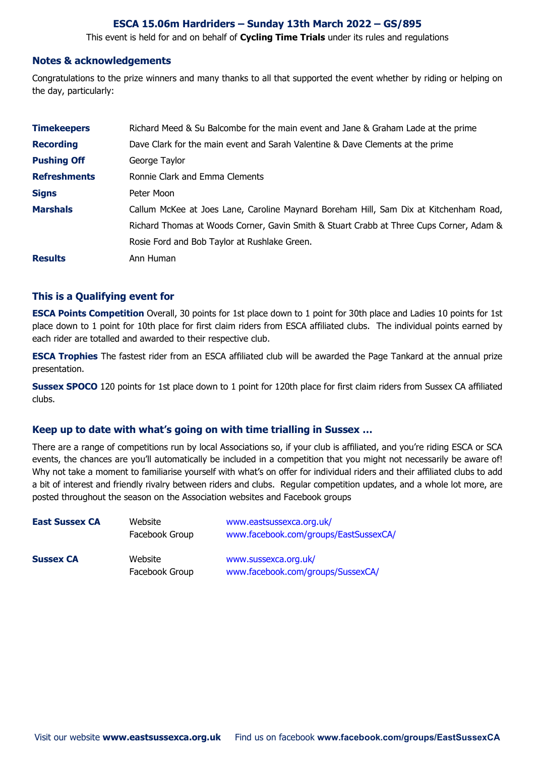## ESCA 15.06m Hardriders – Sunday 13th March 2022 – GS/895

This event is held for and on behalf of **Cycling Time Trials** under its rules and regulations

### Notes & acknowledgements

Congratulations to the prize winners and many thanks to all that supported the event whether by riding or helping on the day, particularly:

| | |
|---|---|
| **Timekeepers** | Richard Meed & Su Balcombe for the main event and Jane & Graham Lade at the prime |
| **Recording** | Dave Clark for the main event and Sarah Valentine & Dave Clements at the prime |
| **Pushing Off** | George Taylor |
| **Refreshments** | Ronnie Clark and Emma Clements |
| **Signs** | Peter Moon |
| **Marshals** | Callum McKee at Joes Lane, Caroline Maynard Boreham Hill, Sam Dix at Kitchenham Road, Richard Thomas at Woods Corner, Gavin Smith & Stuart Crabb at Three Cups Corner, Adam & Rosie Ford and Bob Taylor at Rushlake Green. |
| **Results** | Ann Human |

### This is a Qualifying event for

**ESCA Points Competition** Overall, 30 points for 1st place down to 1 point for 30th place and Ladies 10 points for 1st place down to 1 point for 10th place for first claim riders from ESCA affiliated clubs. The individual points earned by each rider are totalled and awarded to their respective club.

**ESCA Trophies** The fastest rider from an ESCA affiliated club will be awarded the Page Tankard at the annual prize presentation.

**Sussex SPOCO** 120 points for 1st place down to 1 point for 120th place for first claim riders from Sussex CA affiliated clubs.

### Keep up to date with what's going on with time trialling in Sussex …

There are a range of competitions run by local Associations so, if your club is affiliated, and you're riding ESCA or SCA events, the chances are you'll automatically be included in a competition that you might not necessarily be aware of! Why not take a moment to familiarise yourself with what's on offer for individual riders and their affiliated clubs to add a bit of interest and friendly rivalry between riders and clubs. Regular competition updates, and a whole lot more, are posted throughout the season on the Association websites and Facebook groups

| | | |
|---|---|---|
| **East Sussex CA** | Website | www.eastsussexca.org.uk/ |
| | Facebook Group | www.facebook.com/groups/EastSussexCA/ |
| **Sussex CA** | Website | www.sussexca.org.uk/ |
| | Facebook Group | www.facebook.com/groups/SussexCA/ |

Visit our website **www.eastsussexca.org.uk** Find us on facebook **www.facebook.com/groups/EastSussexCA**